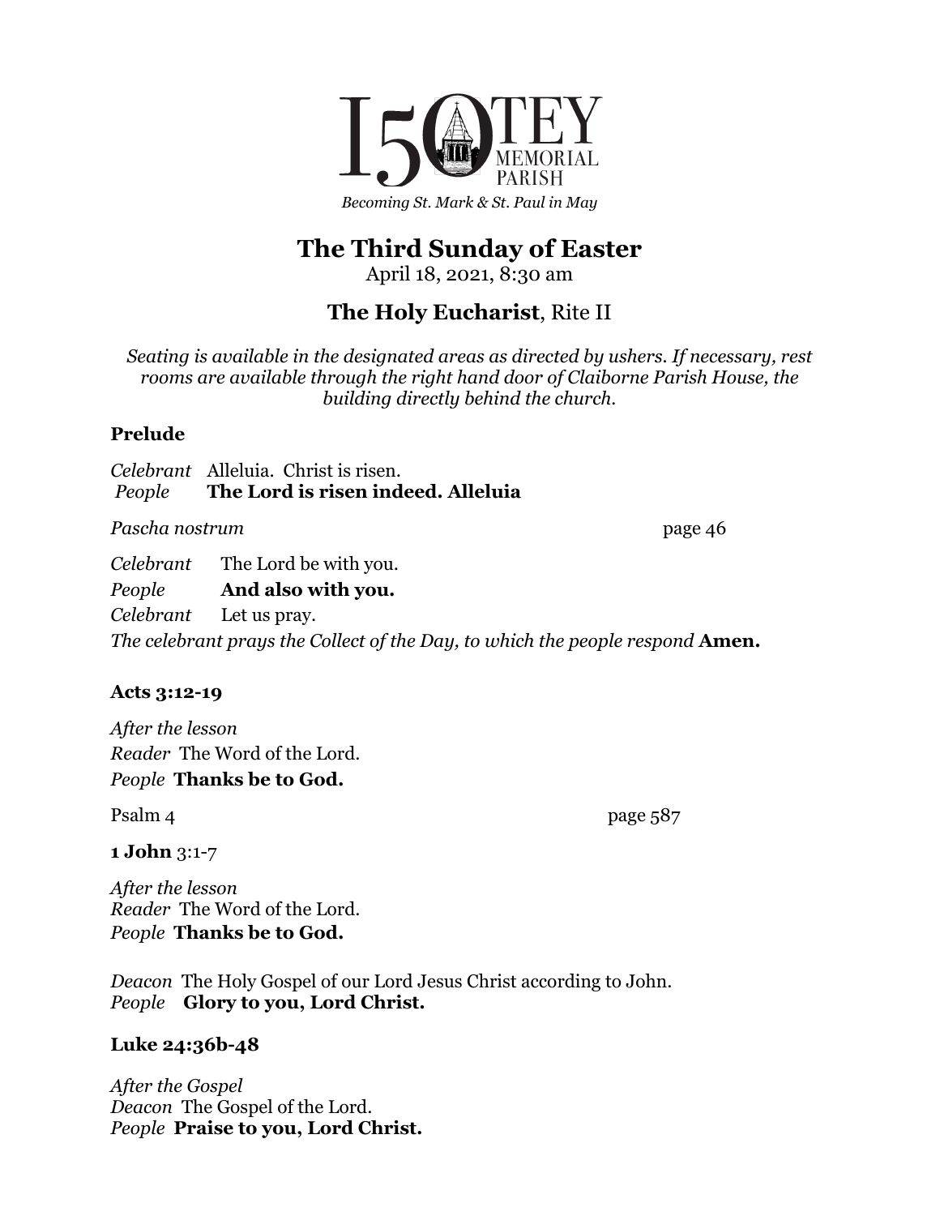150 OTEY MEMORIAL PARISH

*Becoming St. Mark & St. Paul in May*

# The Third Sunday of Easter

April 18, 2021, 8:30 am

## **The Holy Eucharist**, Rite II

*Seating is available in the designated areas as directed by ushers. If necessary, rest rooms are available through the right hand door of Claiborne Parish House, the building directly behind the church.*

**Prelude**

*Celebrant* Alleluia. Christ is risen.
*People* **The Lord is risen indeed. Alleluia**

*Pascha nostrum* page 46

*Celebrant* The Lord be with you.
*People* **And also with you.**
*Celebrant* Let us pray.
*The celebrant prays the Collect of the Day, to which the people respond* **Amen.**

**Acts 3:12-19**

*After the lesson*
*Reader* The Word of the Lord.
*People* **Thanks be to God.**

Psalm 4 page 587

**1 John** 3:1-7

*After the lesson*
*Reader* The Word of the Lord.
*People* **Thanks be to God.**

*Deacon* The Holy Gospel of our Lord Jesus Christ according to John.
*People* **Glory to you, Lord Christ.**

**Luke 24:36b-48**

*After the Gospel*
*Deacon* The Gospel of the Lord.
*People* **Praise to you, Lord Christ.**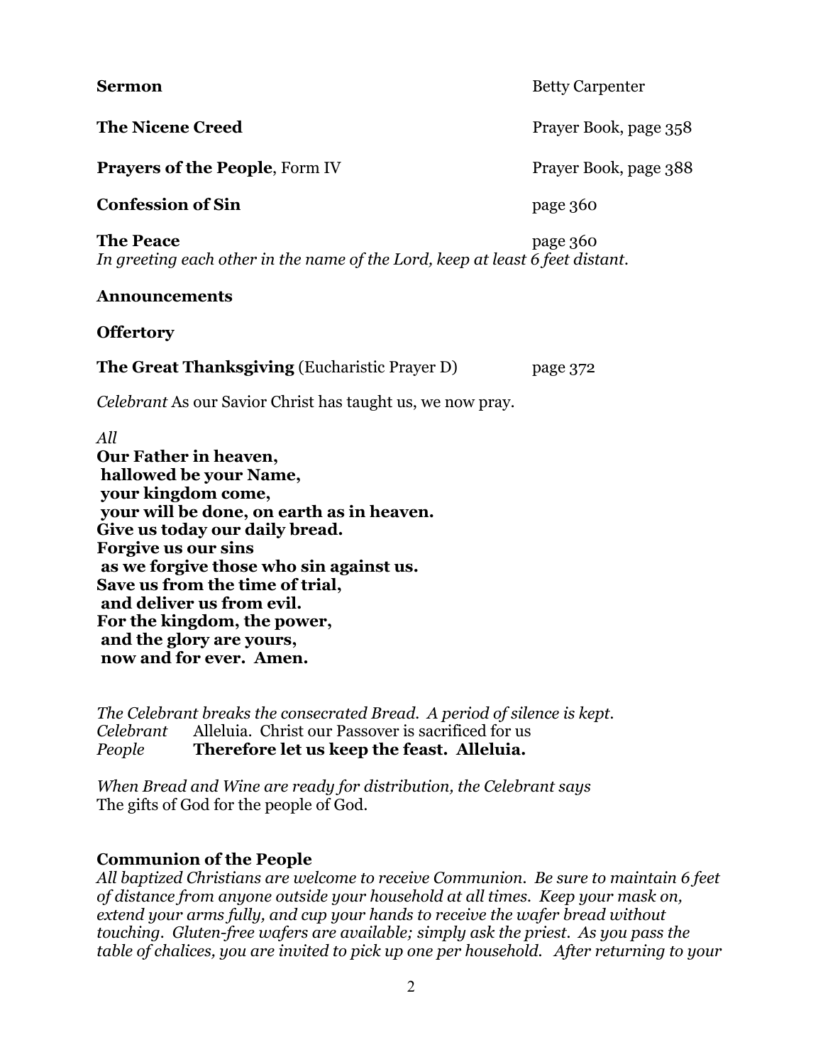**Sermon** Betty Carpenter

**The Nicene Creed** Prayer Book, page 358

**Prayers of the People**, Form IV Prayer Book, page 388

**Confession of Sin** page 360

**The Peace** page 360
*In greeting each other in the name of the Lord, keep at least 6 feet distant.*

**Announcements**

**Offertory**

**The Great Thanksgiving** (Eucharistic Prayer D) page 372

*Celebrant* As our Savior Christ has taught us, we now pray.

*All*
**Our Father in heaven,**
**hallowed be your Name,**
**your kingdom come,**
**your will be done, on earth as in heaven.**
**Give us today our daily bread.**
**Forgive us our sins**
**as we forgive those who sin against us.**
**Save us from the time of trial,**
**and deliver us from evil.**
**For the kingdom, the power,**
**and the glory are yours,**
**now and for ever. Amen.**

*The Celebrant breaks the consecrated Bread. A period of silence is kept.*
*Celebrant* Alleluia. Christ our Passover is sacrificed for us
*People* **Therefore let us keep the feast. Alleluia.**

*When Bread and Wine are ready for distribution, the Celebrant says*
The gifts of God for the people of God.

**Communion of the People**
*All baptized Christians are welcome to receive Communion. Be sure to maintain 6 feet of distance from anyone outside your household at all times. Keep your mask on, extend your arms fully, and cup your hands to receive the wafer bread without touching. Gluten-free wafers are available; simply ask the priest. As you pass the table of chalices, you are invited to pick up one per household. After returning to your*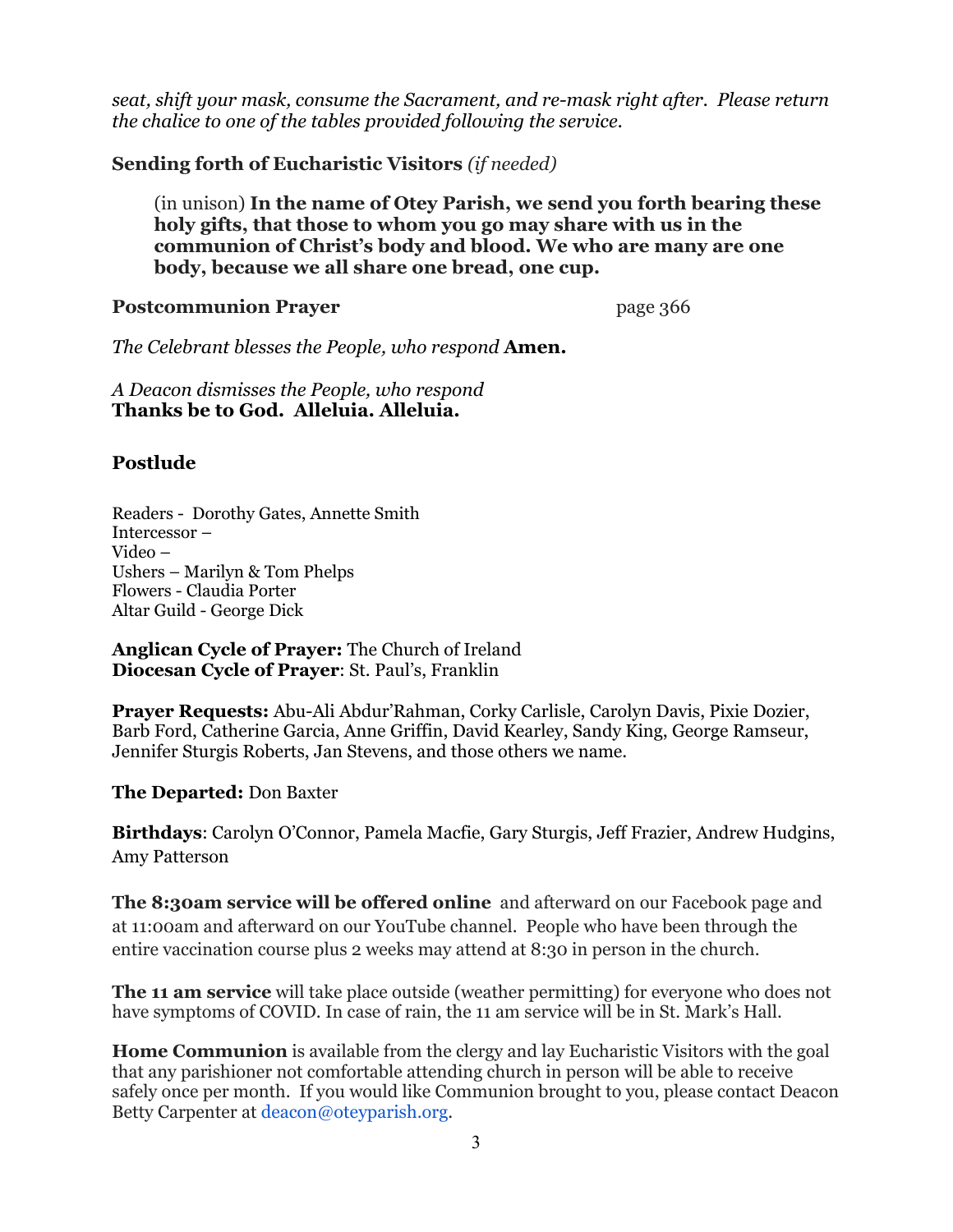*seat, shift your mask, consume the Sacrament, and re-mask right after. Please return the chalice to one of the tables provided following the service.*

**Sending forth of Eucharistic Visitors** *(if needed)*

> (in unison) **In the name of Otey Parish, we send you forth bearing these holy gifts, that those to whom you go may share with us in the communion of Christ's body and blood. We who are many are one body, because we all share one bread, one cup.**

**Postcommunion Prayer** page 366

*The Celebrant blesses the People, who respond* **Amen.**

*A Deacon dismisses the People, who respond*
**Thanks be to God. Alleluia. Alleluia.**

**Postlude**

Readers - Dorothy Gates, Annette Smith
Intercessor –
Video –
Ushers – Marilyn & Tom Phelps
Flowers - Claudia Porter
Altar Guild - George Dick

**Anglican Cycle of Prayer:** The Church of Ireland
**Diocesan Cycle of Prayer**: St. Paul's, Franklin

**Prayer Requests:** Abu-Ali Abdur'Rahman, Corky Carlisle, Carolyn Davis, Pixie Dozier, Barb Ford, Catherine Garcia, Anne Griffin, David Kearley, Sandy King, George Ramseur, Jennifer Sturgis Roberts, Jan Stevens, and those others we name.

**The Departed:** Don Baxter

**Birthdays**: Carolyn O'Connor, Pamela Macfie, Gary Sturgis, Jeff Frazier, Andrew Hudgins, Amy Patterson

**The 8:30am service will be offered online** and afterward on our Facebook page and at 11:00am and afterward on our YouTube channel. People who have been through the entire vaccination course plus 2 weeks may attend at 8:30 in person in the church.

**The 11 am service** will take place outside (weather permitting) for everyone who does not have symptoms of COVID. In case of rain, the 11 am service will be in St. Mark's Hall.

**Home Communion** is available from the clergy and lay Eucharistic Visitors with the goal that any parishioner not comfortable attending church in person will be able to receive safely once per month. If you would like Communion brought to you, please contact Deacon Betty Carpenter at deacon@oteyparish.org.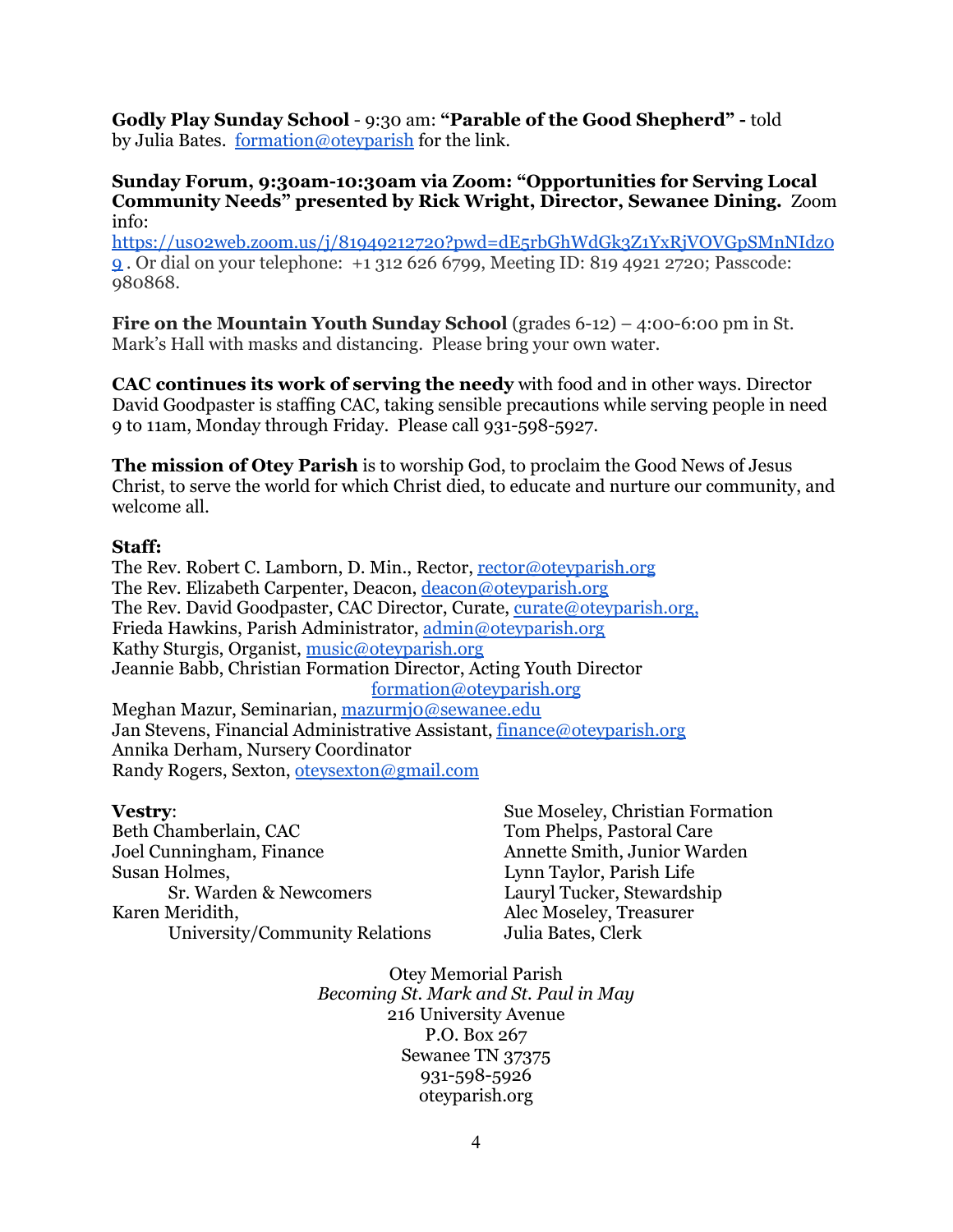**Godly Play Sunday School** - 9:30 am: **"Parable of the Good Shepherd" -** told by Julia Bates. formation@oteyparish for the link.

**Sunday Forum, 9:30am-10:30am via Zoom: "Opportunities for Serving Local Community Needs" presented by Rick Wright, Director, Sewanee Dining.** Zoom info: https://us02web.zoom.us/j/81949212720?pwd=dE5rbGhWdGk3Z1YxRjVOVGpSMnNIdz09 . Or dial on your telephone: +1 312 626 6799, Meeting ID: 819 4921 2720; Passcode: 980868.

**Fire on the Mountain Youth Sunday School** (grades 6-12) – 4:00-6:00 pm in St. Mark's Hall with masks and distancing. Please bring your own water.

**CAC continues its work of serving the needy** with food and in other ways. Director David Goodpaster is staffing CAC, taking sensible precautions while serving people in need 9 to 11am, Monday through Friday. Please call 931-598-5927.

**The mission of Otey Parish** is to worship God, to proclaim the Good News of Jesus Christ, to serve the world for which Christ died, to educate and nurture our community, and welcome all.

**Staff:**

The Rev. Robert C. Lamborn, D. Min., Rector, rector@oteyparish.org
The Rev. Elizabeth Carpenter, Deacon, deacon@oteyparish.org
The Rev. David Goodpaster, CAC Director, Curate, curate@oteyparish.org,
Frieda Hawkins, Parish Administrator, admin@oteyparish.org
Kathy Sturgis, Organist, music@oteyparish.org
Jeannie Babb, Christian Formation Director, Acting Youth Director formation@oteyparish.org
Meghan Mazur, Seminarian, mazurmj0@sewanee.edu
Jan Stevens, Financial Administrative Assistant, finance@oteyparish.org
Annika Derham, Nursery Coordinator
Randy Rogers, Sexton, oteysexton@gmail.com

**Vestry**:

Beth Chamberlain, CAC
Joel Cunningham, Finance
Susan Holmes, Sr. Warden & Newcomers
Karen Meridith, University/Community Relations
Sue Moseley, Christian Formation
Tom Phelps, Pastoral Care
Annette Smith, Junior Warden
Lynn Taylor, Parish Life
Lauryl Tucker, Stewardship
Alec Moseley, Treasurer
Julia Bates, Clerk

Otey Memorial Parish
*Becoming St. Mark and St. Paul in May*
216 University Avenue
P.O. Box 267
Sewanee TN 37375
931-598-5926
oteyparish.org